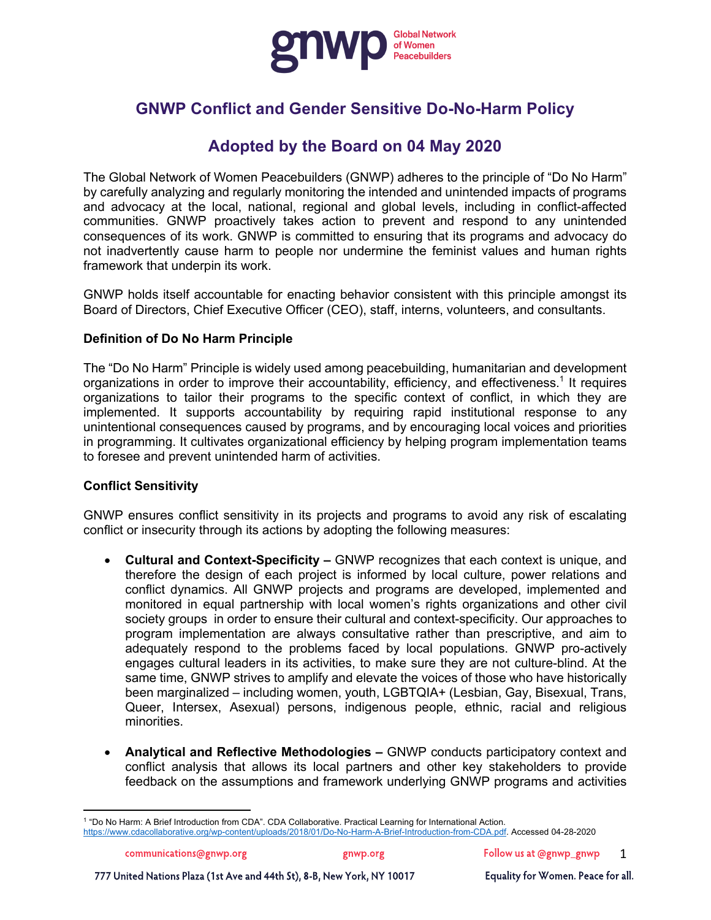# GNWP Conflict and Gender Sensitive Do-No-Harm Policy

## Adopted by the Board on 04 May 2020

The Global Network of Women Peacebuilders (GNWP) adheres to the principle of "Do No Harm" by carefully analyzing and regularly monitoring the intended and unintended impacts of programs and advocacy at the local, national, regional and global levels, including in conflict-affected communities. GNWP proactively takes action to prevent and respond to any unintended consequences of its work. GNWP is committed to ensuring that its programs and advocacy do not inadvertently cause harm to people nor undermine the feminist values and human rights framework that underpin its work.

GNWP holds itself accountable for enacting behavior consistent with this principle amongst its Board of Directors, Chief Executive Officer (CEO), staff, interns, volunteers, and consultants.

**Definition of Do No Harm Principle**

The "Do No Harm" Principle is widely used among peacebuilding, humanitarian and development organizations in order to improve their accountability, efficiency, and effectiveness.[1] It requires organizations to tailor their programs to the specific context of conflict, in which they are implemented. It supports accountability by requiring rapid institutional response to any unintentional consequences caused by programs, and by encouraging local voices and priorities in programming. It cultivates organizational efficiency by helping program implementation teams to foresee and prevent unintended harm of activities.

**Conflict Sensitivity**

GNWP ensures conflict sensitivity in its projects and programs to avoid any risk of escalating conflict or insecurity through its actions by adopting the following measures:

- **Cultural and Context-Specificity –** GNWP recognizes that each context is unique, and therefore the design of each project is informed by local culture, power relations and conflict dynamics. All GNWP projects and programs are developed, implemented and monitored in equal partnership with local women's rights organizations and other civil society groups in order to ensure their cultural and context-specificity. Our approaches to program implementation are always consultative rather than prescriptive, and aim to adequately respond to the problems faced by local populations. GNWP pro-actively engages cultural leaders in its activities, to make sure they are not culture-blind. At the same time, GNWP strives to amplify and elevate the voices of those who have historically been marginalized – including women, youth, LGBTQIA+ (Lesbian, Gay, Bisexual, Trans, Queer, Intersex, Asexual) persons, indigenous people, ethnic, racial and religious minorities.

- **Analytical and Reflective Methodologies –** GNWP conducts participatory context and conflict analysis that allows its local partners and other key stakeholders to provide feedback on the assumptions and framework underlying GNWP programs and activities

[1] "Do No Harm: A Brief Introduction from CDA". CDA Collaborative. Practical Learning for International Action. https://www.cdacollaborative.org/wp-content/uploads/2018/01/Do-No-Harm-A-Brief-Introduction-from-CDA.pdf. Accessed 04-28-2020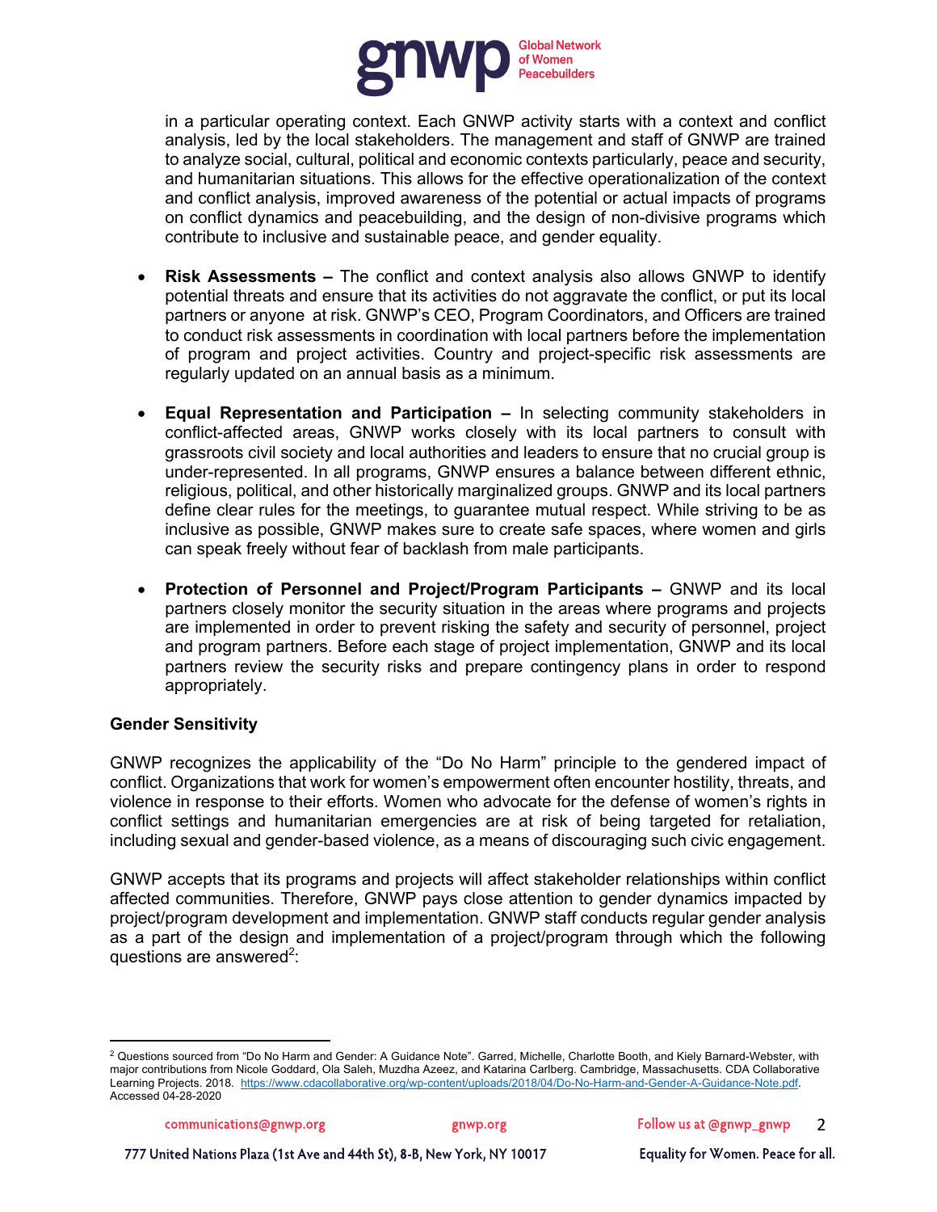in a particular operating context. Each GNWP activity starts with a context and conflict analysis, led by the local stakeholders. The management and staff of GNWP are trained to analyze social, cultural, political and economic contexts particularly, peace and security, and humanitarian situations. This allows for the effective operationalization of the context and conflict analysis, improved awareness of the potential or actual impacts of programs on conflict dynamics and peacebuilding, and the design of non-divisive programs which contribute to inclusive and sustainable peace, and gender equality.

- **Risk Assessments –** The conflict and context analysis also allows GNWP to identify potential threats and ensure that its activities do not aggravate the conflict, or put its local partners or anyone at risk. GNWP's CEO, Program Coordinators, and Officers are trained to conduct risk assessments in coordination with local partners before the implementation of program and project activities. Country and project-specific risk assessments are regularly updated on an annual basis as a minimum.

- **Equal Representation and Participation –** In selecting community stakeholders in conflict-affected areas, GNWP works closely with its local partners to consult with grassroots civil society and local authorities and leaders to ensure that no crucial group is under-represented. In all programs, GNWP ensures a balance between different ethnic, religious, political, and other historically marginalized groups. GNWP and its local partners define clear rules for the meetings, to guarantee mutual respect. While striving to be as inclusive as possible, GNWP makes sure to create safe spaces, where women and girls can speak freely without fear of backlash from male participants.

- **Protection of Personnel and Project/Program Participants –** GNWP and its local partners closely monitor the security situation in the areas where programs and projects are implemented in order to prevent risking the safety and security of personnel, project and program partners. Before each stage of project implementation, GNWP and its local partners review the security risks and prepare contingency plans in order to respond appropriately.

**Gender Sensitivity**

GNWP recognizes the applicability of the "Do No Harm" principle to the gendered impact of conflict. Organizations that work for women's empowerment often encounter hostility, threats, and violence in response to their efforts. Women who advocate for the defense of women's rights in conflict settings and humanitarian emergencies are at risk of being targeted for retaliation, including sexual and gender-based violence, as a means of discouraging such civic engagement.

GNWP accepts that its programs and projects will affect stakeholder relationships within conflict affected communities. Therefore, GNWP pays close attention to gender dynamics impacted by project/program development and implementation. GNWP staff conducts regular gender analysis as a part of the design and implementation of a project/program through which the following questions are answered[2]:

---

[2] Questions sourced from "Do No Harm and Gender: A Guidance Note". Garred, Michelle, Charlotte Booth, and Kiely Barnard-Webster, with major contributions from Nicole Goddard, Ola Saleh, Muzdha Azeez, and Katarina Carlberg. Cambridge, Massachusetts. CDA Collaborative Learning Projects. 2018. https://www.cdacollaborative.org/wp-content/uploads/2018/04/Do-No-Harm-and-Gender-A-Guidance-Note.pdf. Accessed 04-28-2020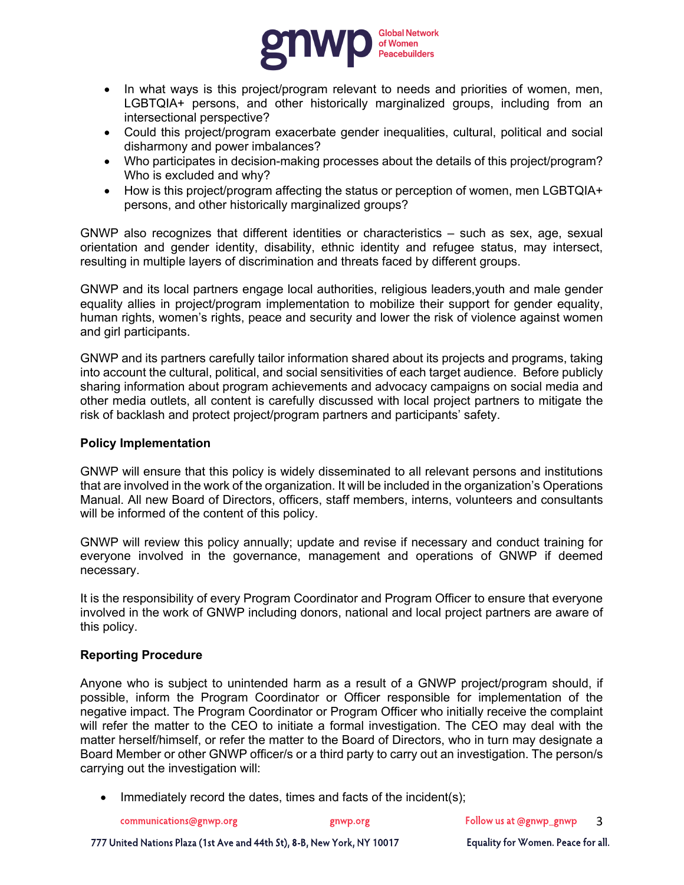- In what ways is this project/program relevant to needs and priorities of women, men, LGBTQIA+ persons, and other historically marginalized groups, including from an intersectional perspective?
- Could this project/program exacerbate gender inequalities, cultural, political and social disharmony and power imbalances?
- Who participates in decision-making processes about the details of this project/program? Who is excluded and why?
- How is this project/program affecting the status or perception of women, men LGBTQIA+ persons, and other historically marginalized groups?

GNWP also recognizes that different identities or characteristics – such as sex, age, sexual orientation and gender identity, disability, ethnic identity and refugee status, may intersect, resulting in multiple layers of discrimination and threats faced by different groups.

GNWP and its local partners engage local authorities, religious leaders,youth and male gender equality allies in project/program implementation to mobilize their support for gender equality, human rights, women's rights, peace and security and lower the risk of violence against women and girl participants.

GNWP and its partners carefully tailor information shared about its projects and programs, taking into account the cultural, political, and social sensitivities of each target audience. Before publicly sharing information about program achievements and advocacy campaigns on social media and other media outlets, all content is carefully discussed with local project partners to mitigate the risk of backlash and protect project/program partners and participants' safety.

**Policy Implementation**

GNWP will ensure that this policy is widely disseminated to all relevant persons and institutions that are involved in the work of the organization. It will be included in the organization's Operations Manual. All new Board of Directors, officers, staff members, interns, volunteers and consultants will be informed of the content of this policy.

GNWP will review this policy annually; update and revise if necessary and conduct training for everyone involved in the governance, management and operations of GNWP if deemed necessary.

It is the responsibility of every Program Coordinator and Program Officer to ensure that everyone involved in the work of GNWP including donors, national and local project partners are aware of this policy.

**Reporting Procedure**

Anyone who is subject to unintended harm as a result of a GNWP project/program should, if possible, inform the Program Coordinator or Officer responsible for implementation of the negative impact. The Program Coordinator or Program Officer who initially receive the complaint will refer the matter to the CEO to initiate a formal investigation. The CEO may deal with the matter herself/himself, or refer the matter to the Board of Directors, who in turn may designate a Board Member or other GNWP officer/s or a third party to carry out an investigation. The person/s carrying out the investigation will:

- Immediately record the dates, times and facts of the incident(s);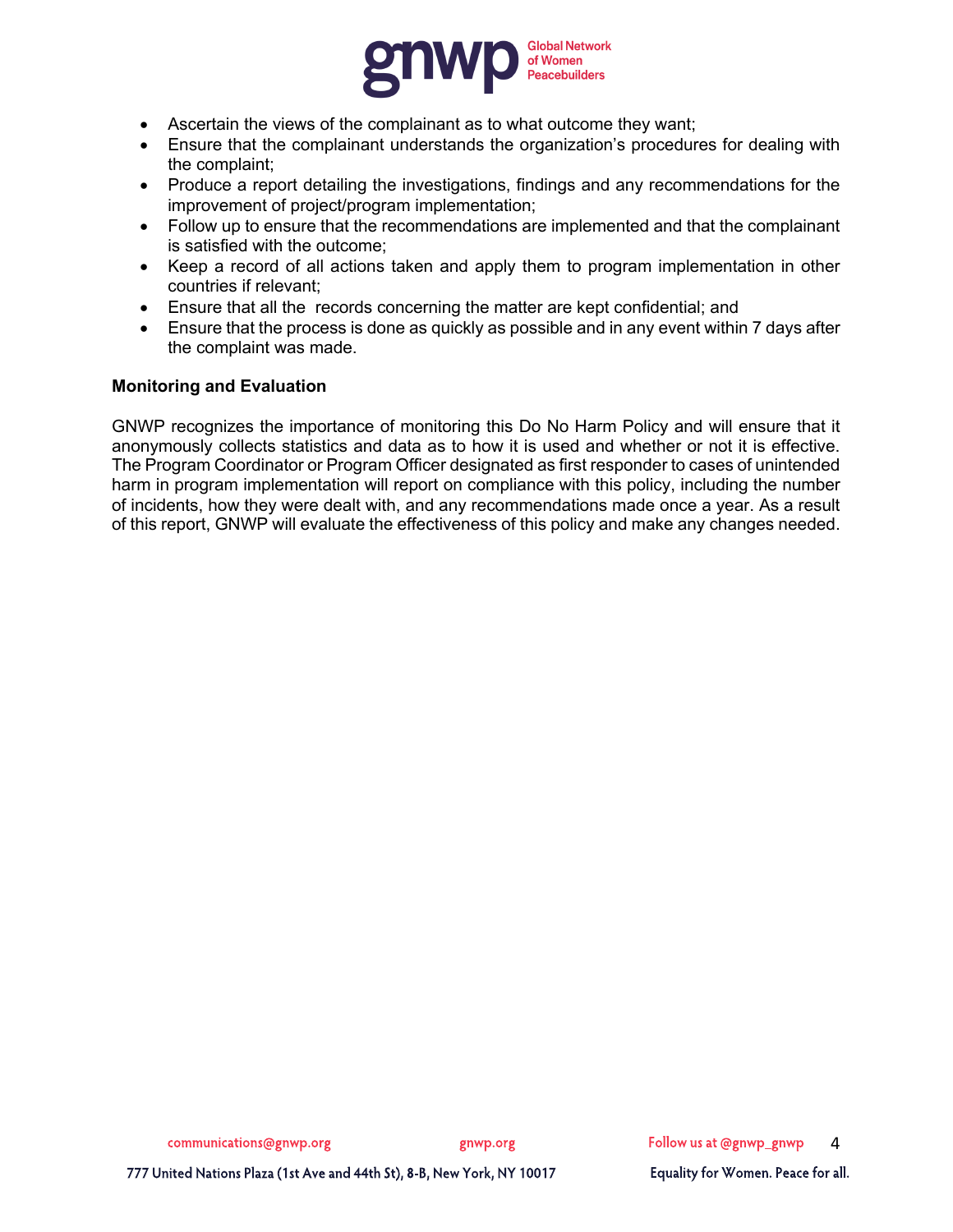- Ascertain the views of the complainant as to what outcome they want;
- Ensure that the complainant understands the organization's procedures for dealing with the complaint;
- Produce a report detailing the investigations, findings and any recommendations for the improvement of project/program implementation;
- Follow up to ensure that the recommendations are implemented and that the complainant is satisfied with the outcome;
- Keep a record of all actions taken and apply them to program implementation in other countries if relevant;
- Ensure that all the records concerning the matter are kept confidential; and
- Ensure that the process is done as quickly as possible and in any event within 7 days after the complaint was made.

**Monitoring and Evaluation**

GNWP recognizes the importance of monitoring this Do No Harm Policy and will ensure that it anonymously collects statistics and data as to how it is used and whether or not it is effective. The Program Coordinator or Program Officer designated as first responder to cases of unintended harm in program implementation will report on compliance with this policy, including the number of incidents, how they were dealt with, and any recommendations made once a year. As a result of this report, GNWP will evaluate the effectiveness of this policy and make any changes needed.